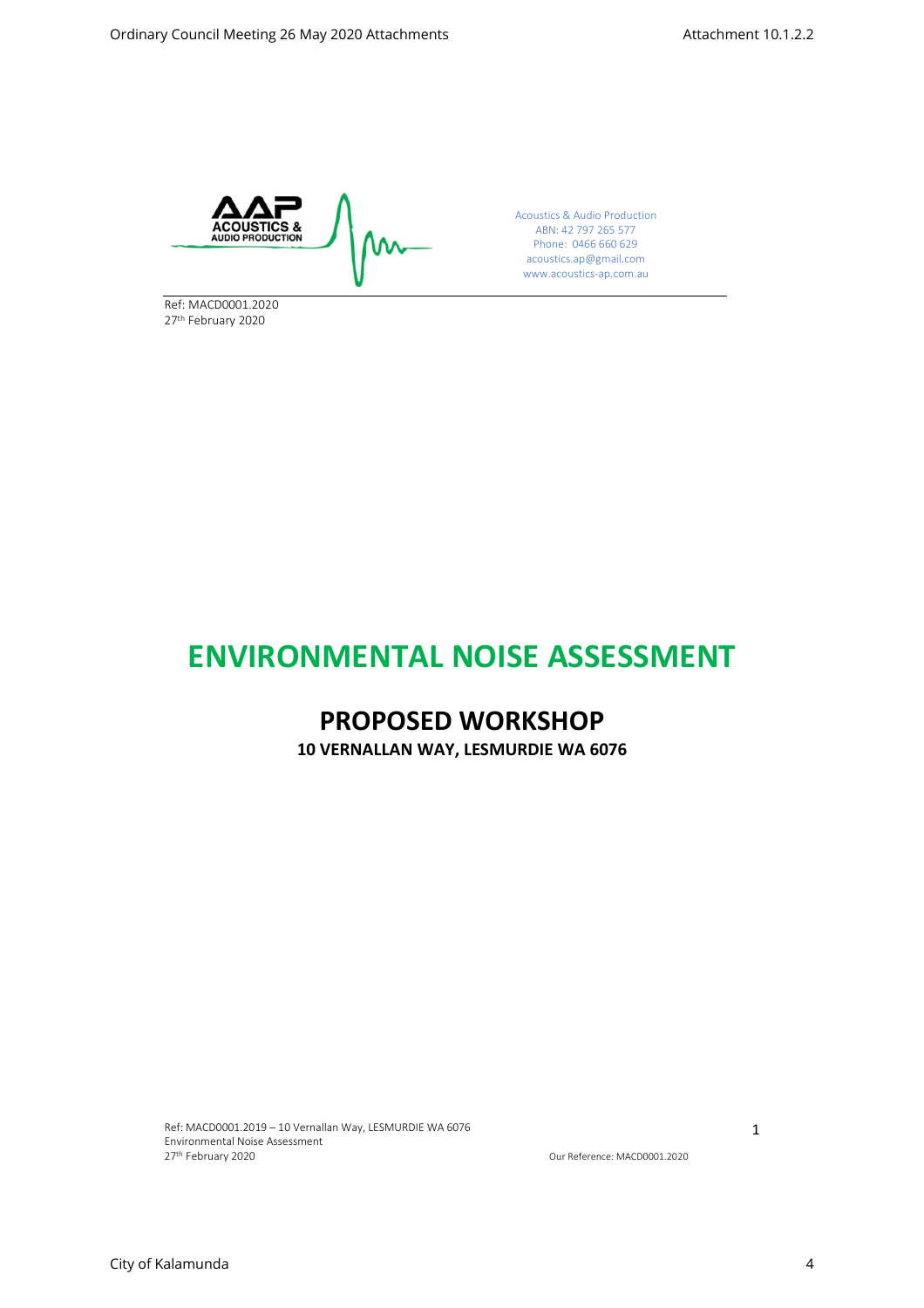Acoustics & Audio Production
ABN: 42 797 265 577
Phone: 0466 660 629
acoustics.ap@gmail.com
www.acoustics-ap.com.au

Ref: MACD0001.2020
27th February 2020

# ENVIRONMENTAL NOISE ASSESSMENT

## PROPOSED WORKSHOP

**10 VERNALLAN WAY, LESMURDIE WA 6076**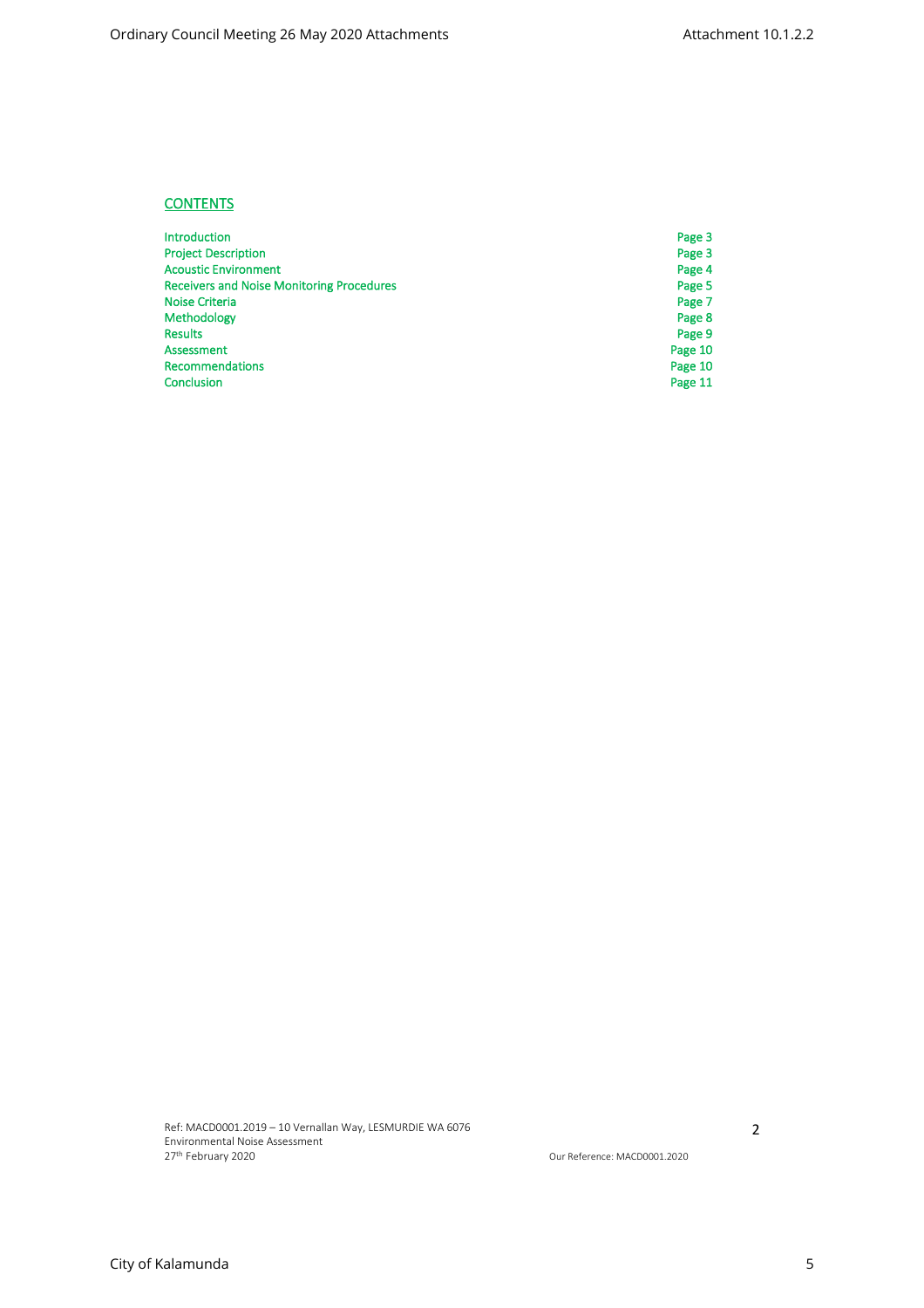## CONTENTS

| | |
|---|---|
| Introduction | Page 3 |
| Project Description | Page 3 |
| Acoustic Environment | Page 4 |
| Receivers and Noise Monitoring Procedures | Page 5 |
| Noise Criteria | Page 7 |
| Methodology | Page 8 |
| Results | Page 9 |
| Assessment | Page 10 |
| Recommendations | Page 10 |
| Conclusion | Page 11 |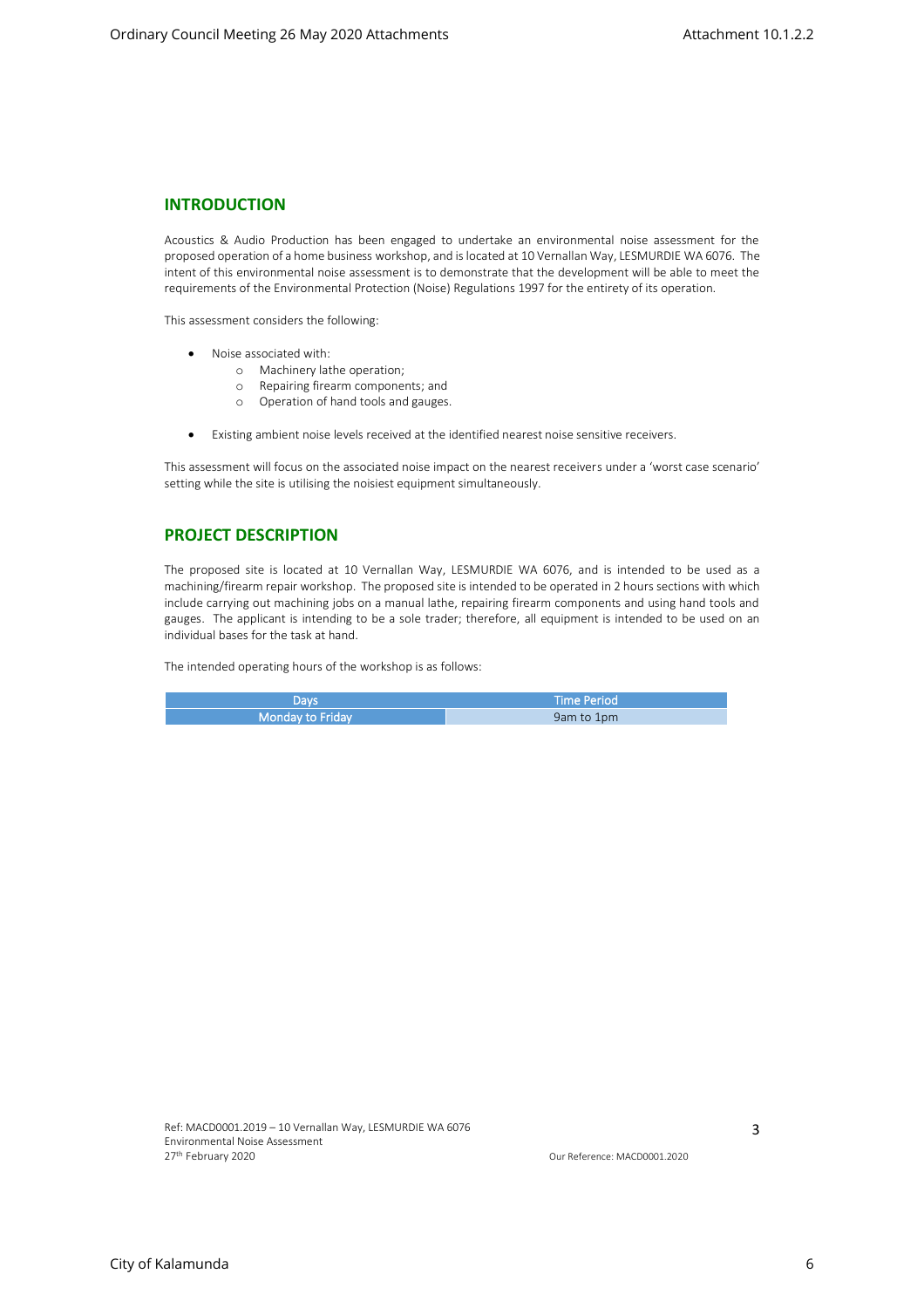## INTRODUCTION

Acoustics & Audio Production has been engaged to undertake an environmental noise assessment for the proposed operation of a home business workshop, and is located at 10 Vernallan Way, LESMURDIE WA 6076. The intent of this environmental noise assessment is to demonstrate that the development will be able to meet the requirements of the Environmental Protection (Noise) Regulations 1997 for the entirety of its operation.

This assessment considers the following:

- Noise associated with:
  - Machinery lathe operation;
  - Repairing firearm components; and
  - Operation of hand tools and gauges.
- Existing ambient noise levels received at the identified nearest noise sensitive receivers.

This assessment will focus on the associated noise impact on the nearest receivers under a 'worst case scenario' setting while the site is utilising the noisiest equipment simultaneously.

## PROJECT DESCRIPTION

The proposed site is located at 10 Vernallan Way, LESMURDIE WA 6076, and is intended to be used as a machining/firearm repair workshop. The proposed site is intended to be operated in 2 hours sections with which include carrying out machining jobs on a manual lathe, repairing firearm components and using hand tools and gauges. The applicant is intending to be a sole trader; therefore, all equipment is intended to be used on an individual bases for the task at hand.

The intended operating hours of the workshop is as follows:

| Days | Time Period |
|---|---|
| Monday to Friday | 9am to 1pm |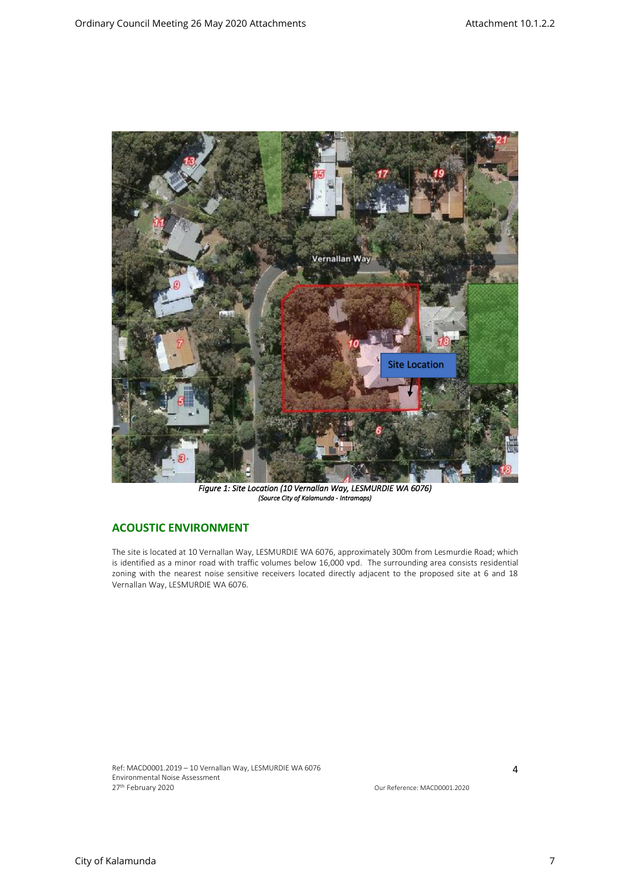*Figure 1: Site Location (10 Vernallan Way, LESMURDIE WA 6076)*
*(Source City of Kalamunda - Intramaps)*

## ACOUSTIC ENVIRONMENT

The site is located at 10 Vernallan Way, LESMURDIE WA 6076, approximately 300m from Lesmurdie Road; which is identified as a minor road with traffic volumes below 16,000 vpd. The surrounding area consists residential zoning with the nearest noise sensitive receivers located directly adjacent to the proposed site at 6 and 18 Vernallan Way, LESMURDIE WA 6076.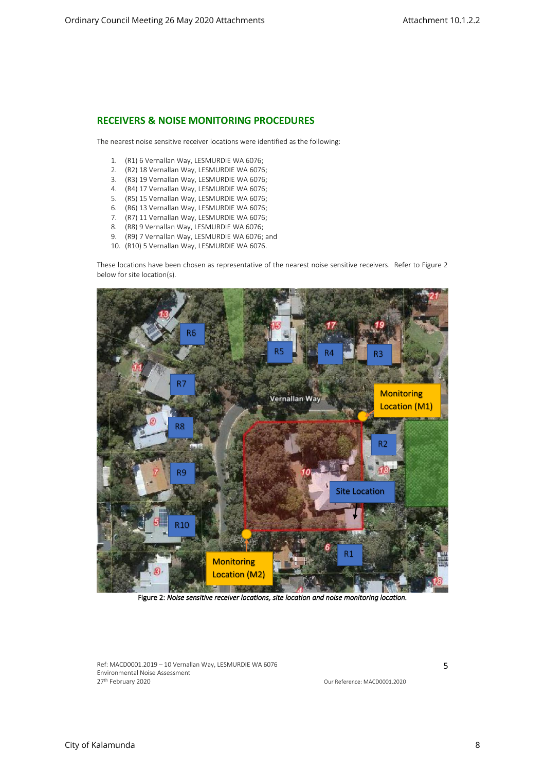## RECEIVERS & NOISE MONITORING PROCEDURES

The nearest noise sensitive receiver locations were identified as the following:

1. (R1) 6 Vernallan Way, LESMURDIE WA 6076;
2. (R2) 18 Vernallan Way, LESMURDIE WA 6076;
3. (R3) 19 Vernallan Way, LESMURDIE WA 6076;
4. (R4) 17 Vernallan Way, LESMURDIE WA 6076;
5. (R5) 15 Vernallan Way, LESMURDIE WA 6076;
6. (R6) 13 Vernallan Way, LESMURDIE WA 6076;
7. (R7) 11 Vernallan Way, LESMURDIE WA 6076;
8. (R8) 9 Vernallan Way, LESMURDIE WA 6076;
9. (R9) 7 Vernallan Way, LESMURDIE WA 6076; and
10. (R10) 5 Vernallan Way, LESMURDIE WA 6076.

These locations have been chosen as representative of the nearest noise sensitive receivers. Refer to Figure 2 below for site location(s).

R6
R5
R4
R3
R7
Vernallan Way
Monitoring Location (M1)
R8
R2
R9
Site Location
R10
R1
Monitoring Location (M2)

Figure 2: *Noise sensitive receiver locations, site location and noise monitoring location.*

Ref: MACD0001.2019 – 10 Vernallan Way, LESMURDIE WA 6076
Environmental Noise Assessment
27th February 2020

Our Reference: MACD0001.2020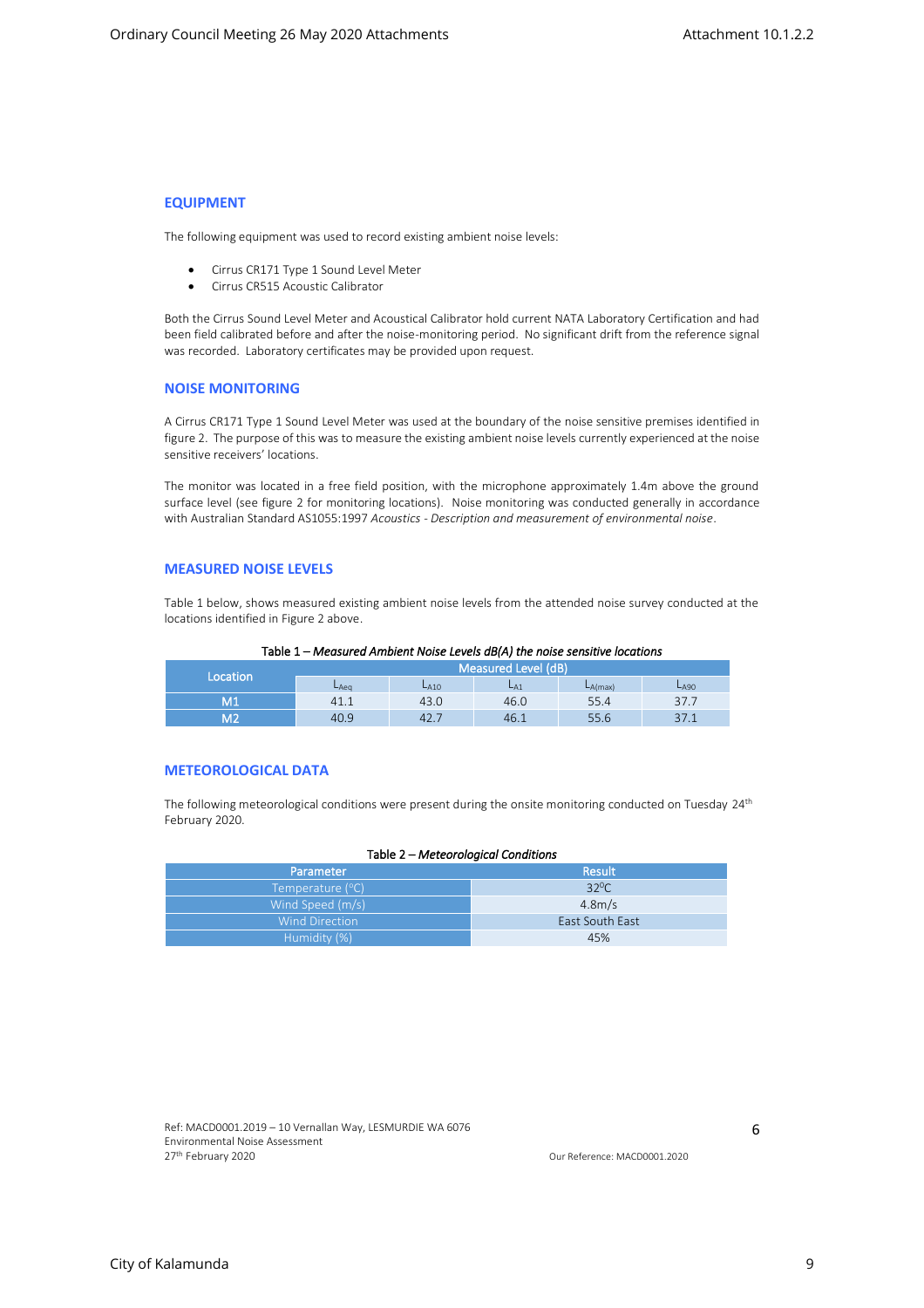## EQUIPMENT

The following equipment was used to record existing ambient noise levels:

- Cirrus CR171 Type 1 Sound Level Meter
- Cirrus CR515 Acoustic Calibrator

Both the Cirrus Sound Level Meter and Acoustical Calibrator hold current NATA Laboratory Certification and had been field calibrated before and after the noise-monitoring period. No significant drift from the reference signal was recorded. Laboratory certificates may be provided upon request.

## NOISE MONITORING

A Cirrus CR171 Type 1 Sound Level Meter was used at the boundary of the noise sensitive premises identified in figure 2. The purpose of this was to measure the existing ambient noise levels currently experienced at the noise sensitive receivers' locations.

The monitor was located in a free field position, with the microphone approximately 1.4m above the ground surface level (see figure 2 for monitoring locations). Noise monitoring was conducted generally in accordance with Australian Standard AS1055:1997 *Acoustics - Description and measurement of environmental noise*.

## MEASURED NOISE LEVELS

Table 1 below, shows measured existing ambient noise levels from the attended noise survey conducted at the locations identified in Figure 2 above.

Table 1 – *Measured Ambient Noise Levels dB(A) the noise sensitive locations*

| Location | Measured Level (dB) | | | | |
|---|---|---|---|---|---|
| | $L_{Aeq}$ | $L_{A10}$ | $L_{A1}$ | $L_{A(max)}$ | $L_{A90}$ |
| M1 | 41.1 | 43.0 | 46.0 | 55.4 | 37.7 |
| M2 | 40.9 | 42.7 | 46.1 | 55.6 | 37.1 |

## METEOROLOGICAL DATA

The following meteorological conditions were present during the onsite monitoring conducted on Tuesday 24th February 2020.

Table 2 – *Meteorological Conditions*

| Parameter | Result |
|---|---|
| Temperature (°C) | 32°C |
| Wind Speed (m/s) | 4.8m/s |
| Wind Direction | East South East |
| Humidity (%) | 45% |

Ref: MACD0001.2019 – 10 Vernallan Way, LESMURDIE WA 6076
Environmental Noise Assessment
27th February 2020

Our Reference: MACD0001.2020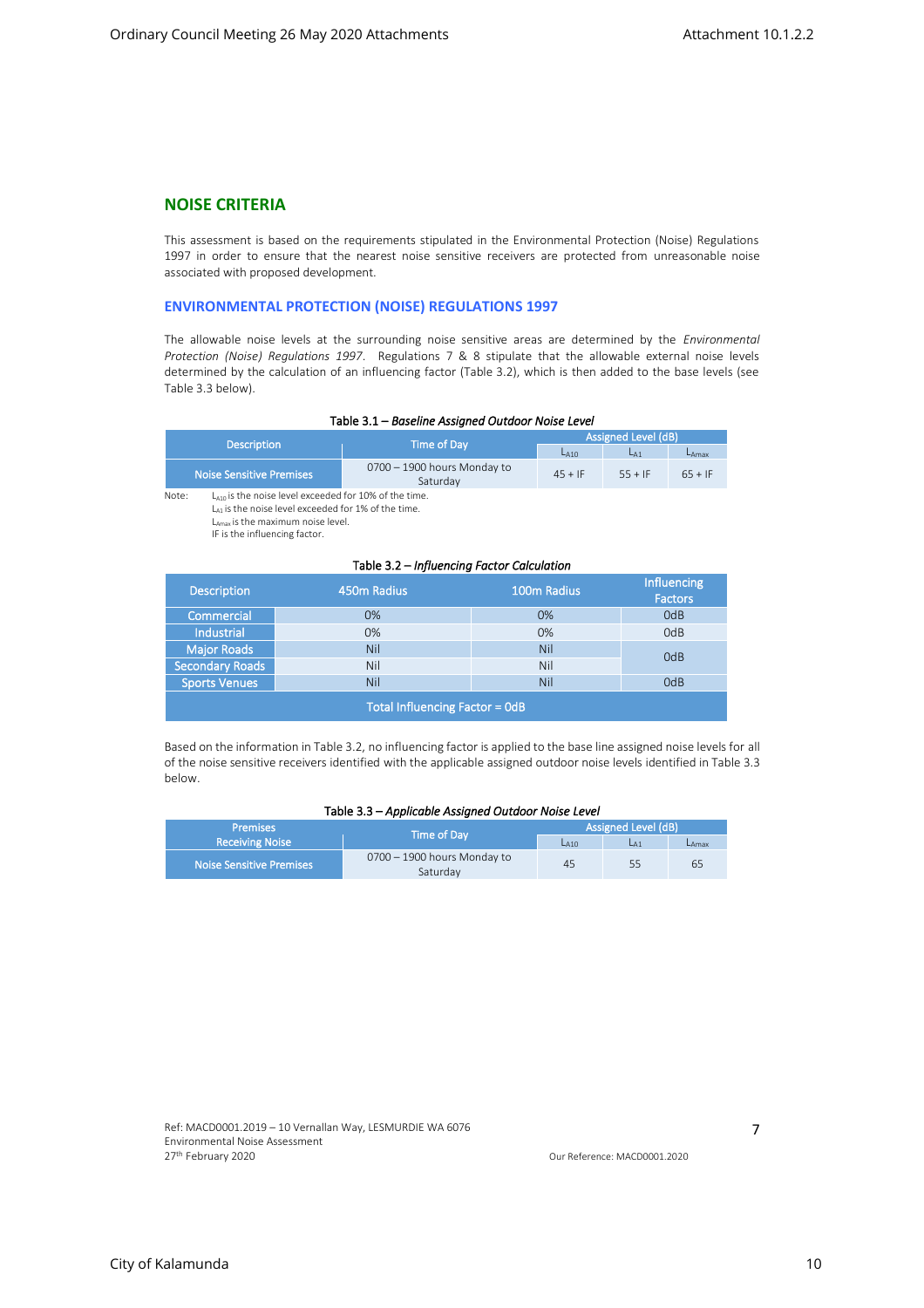## NOISE CRITERIA

This assessment is based on the requirements stipulated in the Environmental Protection (Noise) Regulations 1997 in order to ensure that the nearest noise sensitive receivers are protected from unreasonable noise associated with proposed development.

### ENVIRONMENTAL PROTECTION (NOISE) REGULATIONS 1997

The allowable noise levels at the surrounding noise sensitive areas are determined by the *Environmental Protection (Noise) Regulations 1997*. Regulations 7 & 8 stipulate that the allowable external noise levels determined by the calculation of an influencing factor (Table 3.2), which is then added to the base levels (see Table 3.3 below).

Table 3.1 – *Baseline Assigned Outdoor Noise Level*

| Description | Time of Day | Assigned Level (dB) | | |
|---|---|---|---|---|
| | | $L_{A10}$ | $L_{A1}$ | $L_{Amax}$ |
| Noise Sensitive Premises | 0700 – 1900 hours Monday to Saturday | 45 + IF | 55 + IF | 65 + IF |

Note: $L_{A10}$ is the noise level exceeded for 10% of the time.
$L_{A1}$ is the noise level exceeded for 1% of the time.
$L_{Amax}$ is the maximum noise level.
IF is the influencing factor.

Table 3.2 – *Influencing Factor Calculation*

| Description | 450m Radius | 100m Radius | Influencing Factors |
|---|---|---|---|
| Commercial | 0% | 0% | 0dB |
| Industrial | 0% | 0% | 0dB |
| Major Roads | Nil | Nil | 0dB |
| Secondary Roads | Nil | Nil | |
| Sports Venues | Nil | Nil | 0dB |
| Total Influencing Factor = 0dB | | | |

Based on the information in Table 3.2, no influencing factor is applied to the base line assigned noise levels for all of the noise sensitive receivers identified with the applicable assigned outdoor noise levels identified in Table 3.3 below.

Table 3.3 – *Applicable Assigned Outdoor Noise Level*

| Premises Receiving Noise | Time of Day | Assigned Level (dB) | | |
|---|---|---|---|---|
| | | $L_{A10}$ | $L_{A1}$ | $L_{Amax}$ |
| Noise Sensitive Premises | 0700 – 1900 hours Monday to Saturday | 45 | 55 | 65 |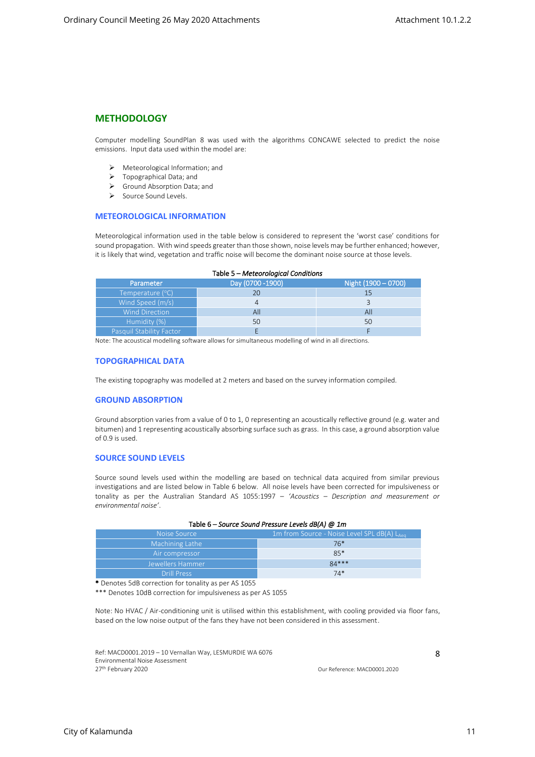## METHODOLOGY

Computer modelling SoundPlan 8 was used with the algorithms CONCAWE selected to predict the noise emissions. Input data used within the model are:

- Meteorological Information; and
- Topographical Data; and
- Ground Absorption Data; and
- Source Sound Levels.

### METEOROLOGICAL INFORMATION

Meteorological information used in the table below is considered to represent the 'worst case' conditions for sound propagation. With wind speeds greater than those shown, noise levels may be further enhanced; however, it is likely that wind, vegetation and traffic noise will become the dominant noise source at those levels.

Table 5 – *Meteorological Conditions*

| Parameter | Day (0700 -1900) | Night (1900 – 0700) |
|---|---|---|
| Temperature (°C) | 20 | 15 |
| Wind Speed (m/s) | 4 | 3 |
| Wind Direction | All | All |
| Humidity (%) | 50 | 50 |
| Pasquil Stability Factor | E | F |

Note: The acoustical modelling software allows for simultaneous modelling of wind in all directions.

### TOPOGRAPHICAL DATA

The existing topography was modelled at 2 meters and based on the survey information compiled.

### GROUND ABSORPTION

Ground absorption varies from a value of 0 to 1, 0 representing an acoustically reflective ground (e.g. water and bitumen) and 1 representing acoustically absorbing surface such as grass. In this case, a ground absorption value of 0.9 is used.

### SOURCE SOUND LEVELS

Source sound levels used within the modelling are based on technical data acquired from similar previous investigations and are listed below in Table 6 below. All noise levels have been corrected for impulsiveness or tonality as per the Australian Standard AS 1055:1997 – *'Acoustics – Description and measurement or environmental noise'*.

Table 6 – *Source Sound Pressure Levels dB(A) @ 1m*

| Noise Source | 1m from Source - Noise Level SPL dB(A) $L_{Aeq}$ |
|---|---|
| Machining Lathe | 76* |
| Air compressor | 85* |
| Jewellers Hammer | 84*** |
| Drill Press | 74* |

**\*** Denotes 5dB correction for tonality as per AS 1055

*** Denotes 10dB correction for impulsiveness as per AS 1055

Note: No HVAC / Air-conditioning unit is utilised within this establishment, with cooling provided via floor fans, based on the low noise output of the fans they have not been considered in this assessment.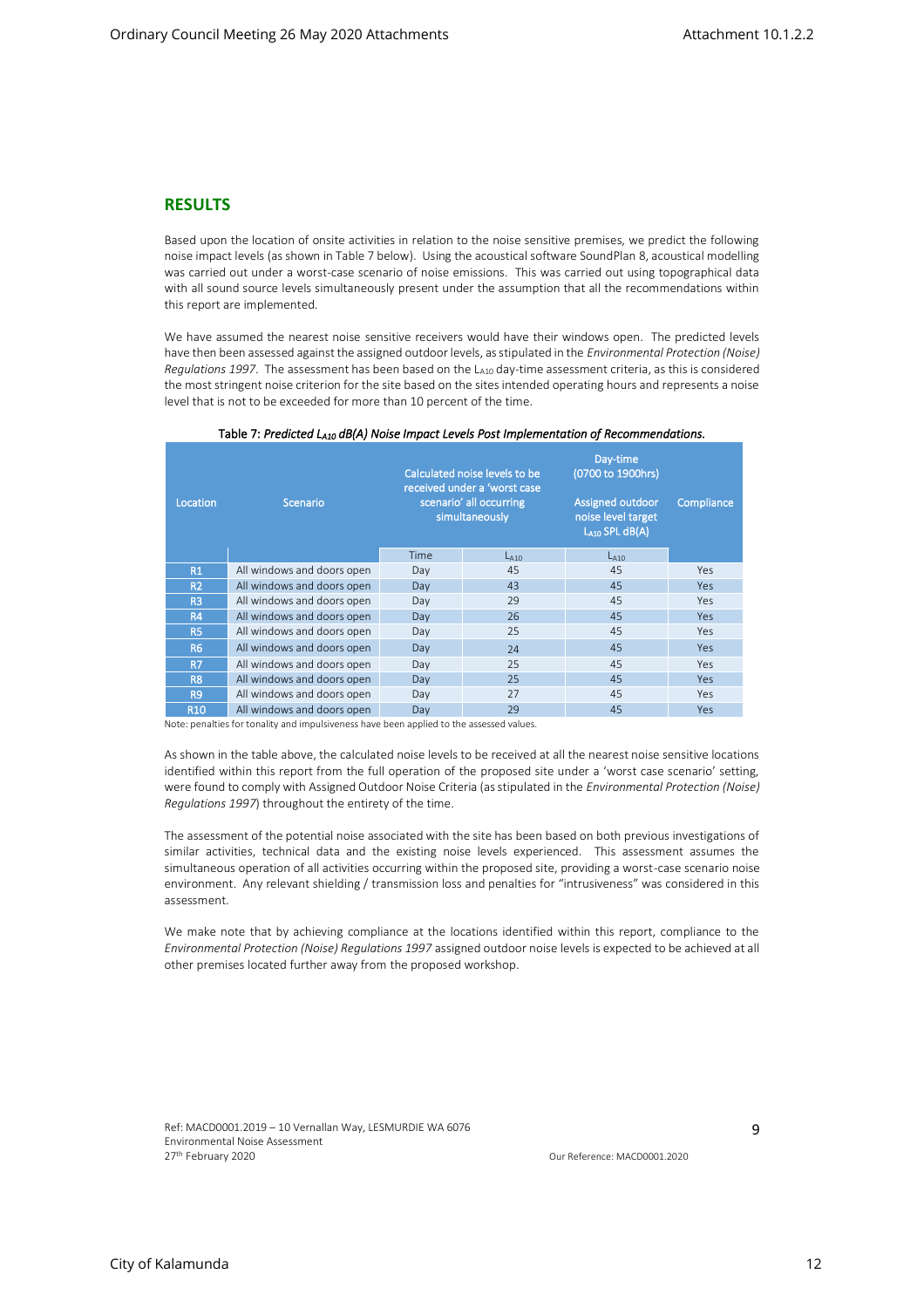## RESULTS

Based upon the location of onsite activities in relation to the noise sensitive premises, we predict the following noise impact levels (as shown in Table 7 below). Using the acoustical software SoundPlan 8, acoustical modelling was carried out under a worst-case scenario of noise emissions. This was carried out using topographical data with all sound source levels simultaneously present under the assumption that all the recommendations within this report are implemented.

We have assumed the nearest noise sensitive receivers would have their windows open. The predicted levels have then been assessed against the assigned outdoor levels, as stipulated in the *Environmental Protection (Noise) Regulations 1997*. The assessment has been based on the $L_{A10}$ day-time assessment criteria, as this is considered the most stringent noise criterion for the site based on the sites intended operating hours and represents a noise level that is not to be exceeded for more than 10 percent of the time.

Table 7: *Predicted $L_{A10}$ dB(A) Noise Impact Levels Post Implementation of Recommendations.*

| Location | Scenario | Calculated noise levels to be received under a 'worst case scenario' all occurring simultaneously | | Day-time (0700 to 1900hrs) Assigned outdoor noise level target $L_{A10}$ SPL dB(A) | Compliance |
|---|---|---|---|---|---|
| | | Time | $L_{A10}$ | $L_{A10}$ | |
| R1 | All windows and doors open | Day | 45 | 45 | Yes |
| R2 | All windows and doors open | Day | 43 | 45 | Yes |
| R3 | All windows and doors open | Day | 29 | 45 | Yes |
| R4 | All windows and doors open | Day | 26 | 45 | Yes |
| R5 | All windows and doors open | Day | 25 | 45 | Yes |
| R6 | All windows and doors open | Day | 24 | 45 | Yes |
| R7 | All windows and doors open | Day | 25 | 45 | Yes |
| R8 | All windows and doors open | Day | 25 | 45 | Yes |
| R9 | All windows and doors open | Day | 27 | 45 | Yes |
| R10 | All windows and doors open | Day | 29 | 45 | Yes |

Note: penalties for tonality and impulsiveness have been applied to the assessed values.

As shown in the table above, the calculated noise levels to be received at all the nearest noise sensitive locations identified within this report from the full operation of the proposed site under a 'worst case scenario' setting, were found to comply with Assigned Outdoor Noise Criteria (as stipulated in the *Environmental Protection (Noise) Regulations 1997*) throughout the entirety of the time.

The assessment of the potential noise associated with the site has been based on both previous investigations of similar activities, technical data and the existing noise levels experienced. This assessment assumes the simultaneous operation of all activities occurring within the proposed site, providing a worst-case scenario noise environment. Any relevant shielding / transmission loss and penalties for "intrusiveness" was considered in this assessment.

We make note that by achieving compliance at the locations identified within this report, compliance to the *Environmental Protection (Noise) Regulations 1997* assigned outdoor noise levels is expected to be achieved at all other premises located further away from the proposed workshop.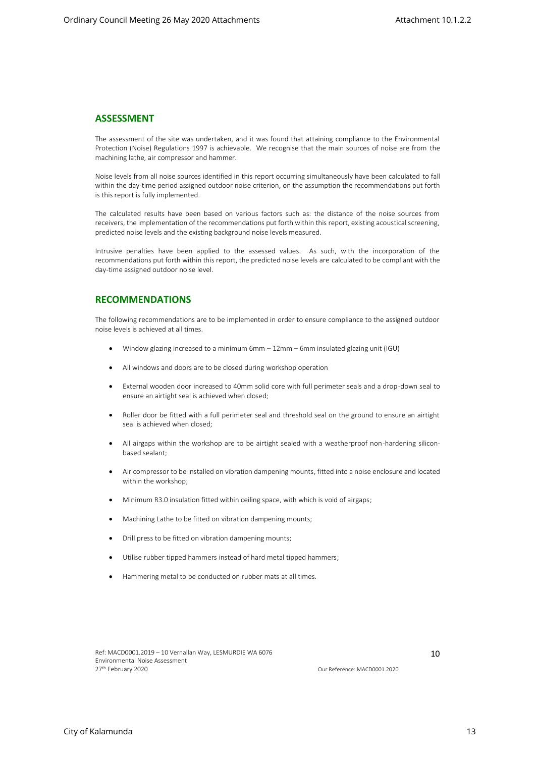## ASSESSMENT

The assessment of the site was undertaken, and it was found that attaining compliance to the Environmental Protection (Noise) Regulations 1997 is achievable. We recognise that the main sources of noise are from the machining lathe, air compressor and hammer.

Noise levels from all noise sources identified in this report occurring simultaneously have been calculated to fall within the day-time period assigned outdoor noise criterion, on the assumption the recommendations put forth is this report is fully implemented.

The calculated results have been based on various factors such as: the distance of the noise sources from receivers, the implementation of the recommendations put forth within this report, existing acoustical screening, predicted noise levels and the existing background noise levels measured.

Intrusive penalties have been applied to the assessed values. As such, with the incorporation of the recommendations put forth within this report, the predicted noise levels are calculated to be compliant with the day-time assigned outdoor noise level.

## RECOMMENDATIONS

The following recommendations are to be implemented in order to ensure compliance to the assigned outdoor noise levels is achieved at all times.

- Window glazing increased to a minimum 6mm – 12mm – 6mm insulated glazing unit (IGU)
- All windows and doors are to be closed during workshop operation
- External wooden door increased to 40mm solid core with full perimeter seals and a drop-down seal to ensure an airtight seal is achieved when closed;
- Roller door be fitted with a full perimeter seal and threshold seal on the ground to ensure an airtight seal is achieved when closed;
- All airgaps within the workshop are to be airtight sealed with a weatherproof non-hardening silicon-based sealant;
- Air compressor to be installed on vibration dampening mounts, fitted into a noise enclosure and located within the workshop;
- Minimum R3.0 insulation fitted within ceiling space, with which is void of airgaps;
- Machining Lathe to be fitted on vibration dampening mounts;
- Drill press to be fitted on vibration dampening mounts;
- Utilise rubber tipped hammers instead of hard metal tipped hammers;
- Hammering metal to be conducted on rubber mats at all times.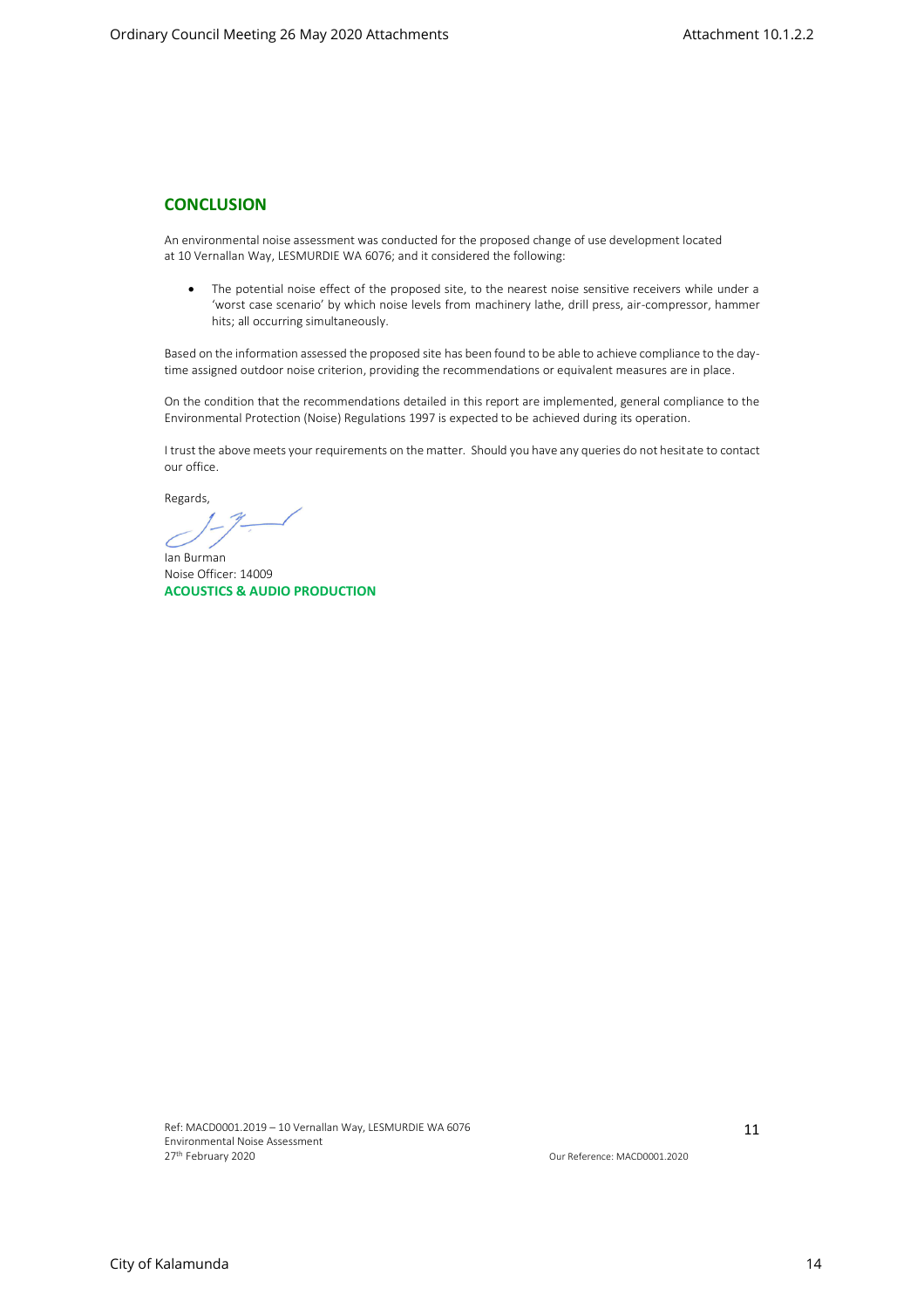## CONCLUSION

An environmental noise assessment was conducted for the proposed change of use development located at 10 Vernallan Way, LESMURDIE WA 6076; and it considered the following:

- The potential noise effect of the proposed site, to the nearest noise sensitive receivers while under a 'worst case scenario' by which noise levels from machinery lathe, drill press, air-compressor, hammer hits; all occurring simultaneously.

Based on the information assessed the proposed site has been found to be able to achieve compliance to the day-time assigned outdoor noise criterion, providing the recommendations or equivalent measures are in place.

On the condition that the recommendations detailed in this report are implemented, general compliance to the Environmental Protection (Noise) Regulations 1997 is expected to be achieved during its operation.

I trust the above meets your requirements on the matter. Should you have any queries do not hesitate to contact our office.

Regards,

Ian Burman
Noise Officer: 14009
**ACOUSTICS & AUDIO PRODUCTION**